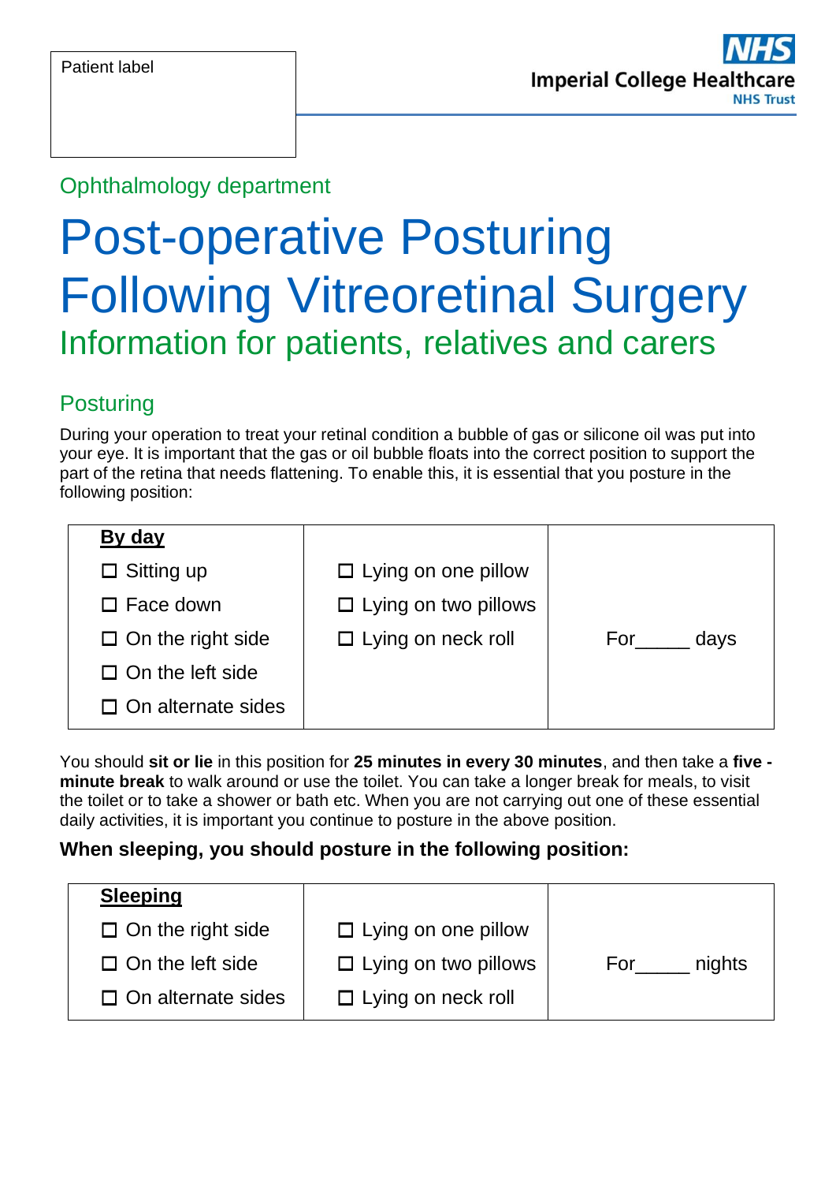Patient label

**NHS**
**Imperial College Healthcare**
**NHS Trust**

Ophthalmology department

# Post-operative Posturing Following Vitreoretinal Surgery

## Information for patients, relatives and carers

### Posturing

During your operation to treat your retinal condition a bubble of gas or silicone oil was put into your eye. It is important that the gas or oil bubble floats into the correct position to support the part of the retina that needs flattening. To enable this, it is essential that you posture in the following position:

| **By day** | | |
|---|---|---|
| ☐ Sitting up | ☐ Lying on one pillow | |
| ☐ Face down | ☐ Lying on two pillows | |
| ☐ On the right side | ☐ Lying on neck roll | For_____ days |
| ☐ On the left side | | |
| ☐ On alternate sides | | |

You should **sit or lie** in this position for **25 minutes in every 30 minutes**, and then take a **five - minute break** to walk around or use the toilet. You can take a longer break for meals, to visit the toilet or to take a shower or bath etc. When you are not carrying out one of these essential daily activities, it is important you continue to posture in the above position.

**When sleeping, you should posture in the following position:**

| **Sleeping** | | |
|---|---|---|
| ☐ On the right side | ☐ Lying on one pillow | |
| ☐ On the left side | ☐ Lying on two pillows | For_____ nights |
| ☐ On alternate sides | ☐ Lying on neck roll | |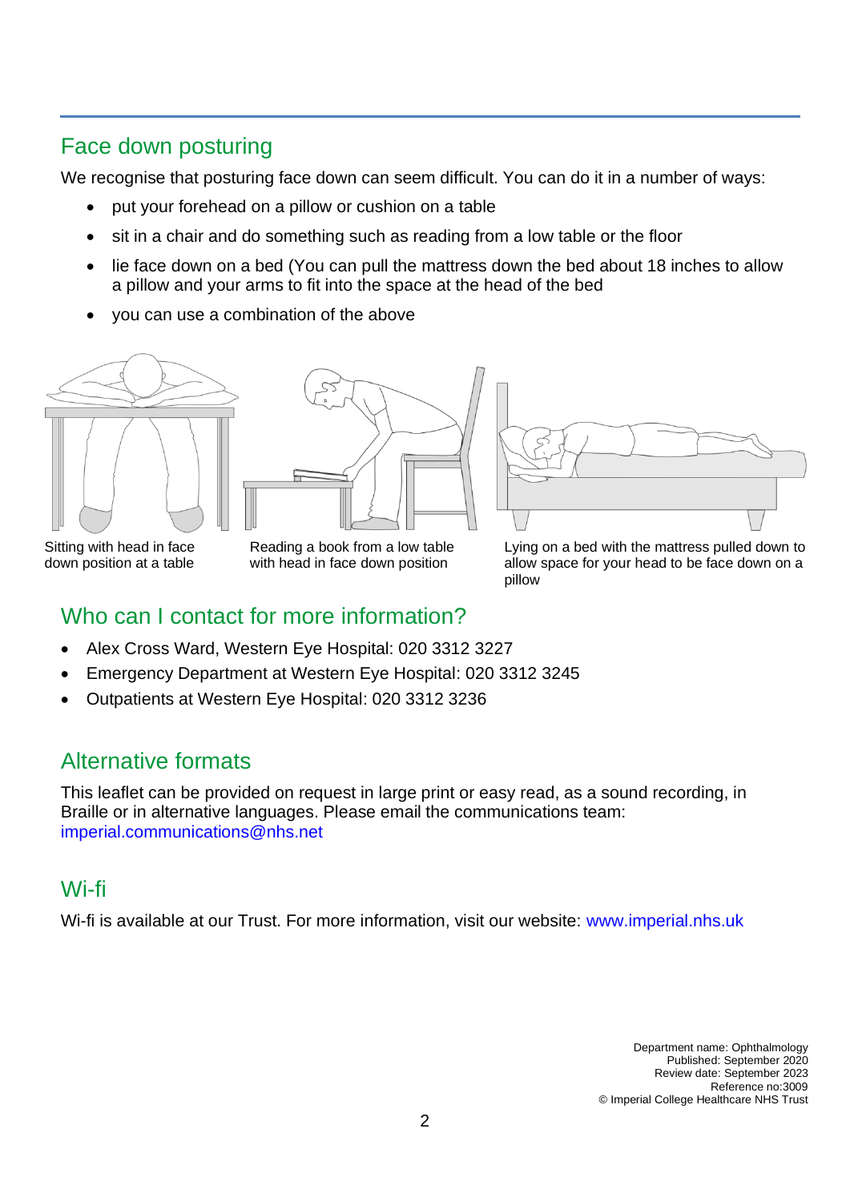## Face down posturing

We recognise that posturing face down can seem difficult. You can do it in a number of ways:

- put your forehead on a pillow or cushion on a table
- sit in a chair and do something such as reading from a low table or the floor
- lie face down on a bed (You can pull the mattress down the bed about 18 inches to allow a pillow and your arms to fit into the space at the head of the bed
- you can use a combination of the above

Sitting with head in face down position at a table

Reading a book from a low table with head in face down position

Lying on a bed with the mattress pulled down to allow space for your head to be face down on a pillow

## Who can I contact for more information?

- Alex Cross Ward, Western Eye Hospital: 020 3312 3227
- Emergency Department at Western Eye Hospital: 020 3312 3245
- Outpatients at Western Eye Hospital: 020 3312 3236

## Alternative formats

This leaflet can be provided on request in large print or easy read, as a sound recording, in Braille or in alternative languages. Please email the communications team: imperial.communications@nhs.net

## Wi-fi

Wi-fi is available at our Trust. For more information, visit our website: www.imperial.nhs.uk

Department name: Ophthalmology
Published: September 2020
Review date: September 2023
Reference no:3009
© Imperial College Healthcare NHS Trust